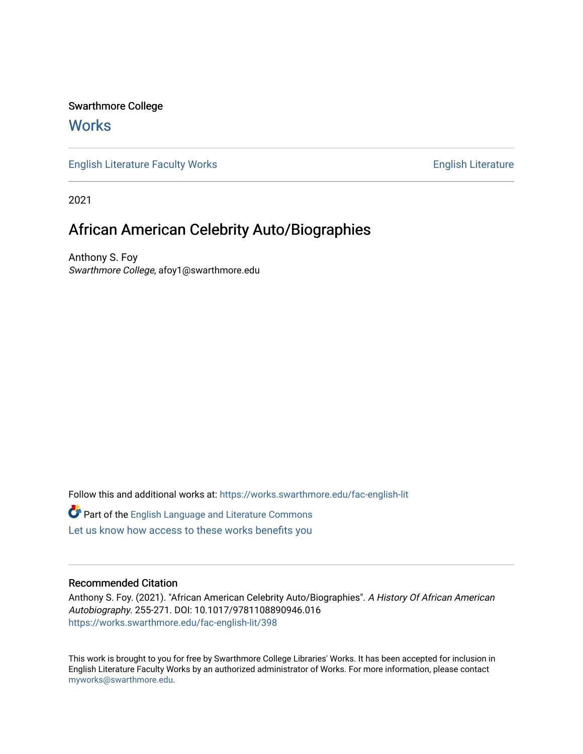Swarthmore College

# Works

English Literature Faculty Works | English Literature

2021

# African American Celebrity Auto/Biographies

Anthony S. Foy
*Swarthmore College*, afoy1@swarthmore.edu

Follow this and additional works at: https://works.swarthmore.edu/fac-english-lit

Part of the English Language and Literature Commons

Let us know how access to these works benefits you

## Recommended Citation

Anthony S. Foy. (2021). "African American Celebrity Auto/Biographies". *A History Of African American Autobiography*. 255-271. DOI: 10.1017/9781108890946.016
https://works.swarthmore.edu/fac-english-lit/398

This work is brought to you for free by Swarthmore College Libraries' Works. It has been accepted for inclusion in English Literature Faculty Works by an authorized administrator of Works. For more information, please contact myworks@swarthmore.edu.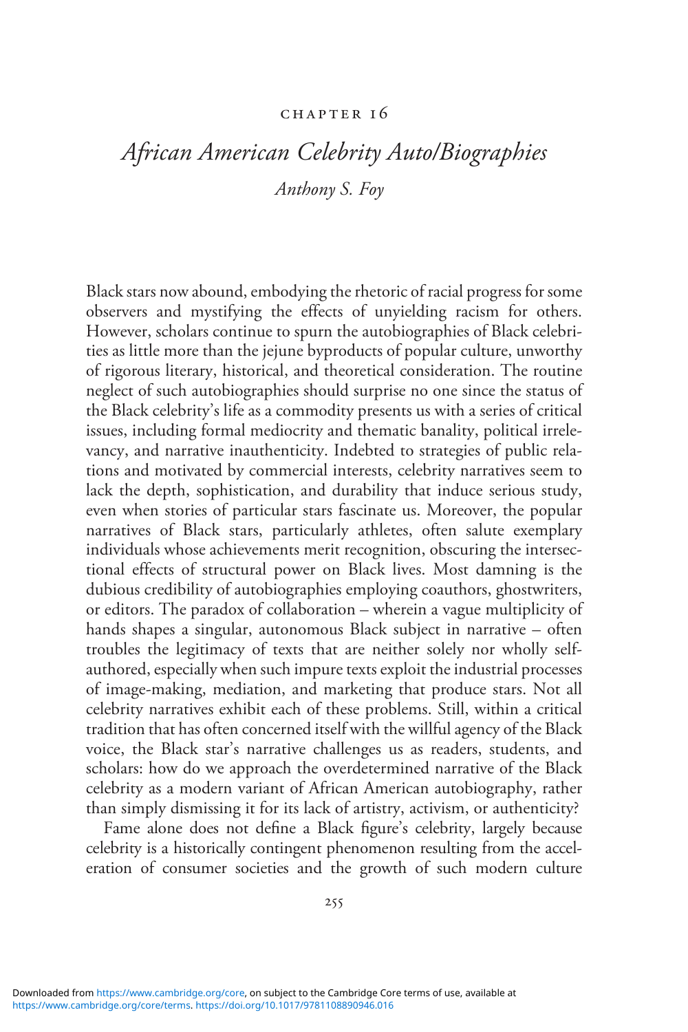## CHAPTER 16

# *African American Celebrity Auto/Biographies*

*Anthony S. Foy*

Black stars now abound, embodying the rhetoric of racial progress for some observers and mystifying the effects of unyielding racism for others. However, scholars continue to spurn the autobiographies of Black celebrities as little more than the jejune byproducts of popular culture, unworthy of rigorous literary, historical, and theoretical consideration. The routine neglect of such autobiographies should surprise no one since the status of the Black celebrity's life as a commodity presents us with a series of critical issues, including formal mediocrity and thematic banality, political irrelevancy, and narrative inauthenticity. Indebted to strategies of public relations and motivated by commercial interests, celebrity narratives seem to lack the depth, sophistication, and durability that induce serious study, even when stories of particular stars fascinate us. Moreover, the popular narratives of Black stars, particularly athletes, often salute exemplary individuals whose achievements merit recognition, obscuring the intersectional effects of structural power on Black lives. Most damning is the dubious credibility of autobiographies employing coauthors, ghostwriters, or editors. The paradox of collaboration – wherein a vague multiplicity of hands shapes a singular, autonomous Black subject in narrative – often troubles the legitimacy of texts that are neither solely nor wholly self-authored, especially when such impure texts exploit the industrial processes of image-making, mediation, and marketing that produce stars. Not all celebrity narratives exhibit each of these problems. Still, within a critical tradition that has often concerned itself with the willful agency of the Black voice, the Black star's narrative challenges us as readers, students, and scholars: how do we approach the overdetermined narrative of the Black celebrity as a modern variant of African American autobiography, rather than simply dismissing it for its lack of artistry, activism, or authenticity?

Fame alone does not define a Black figure's celebrity, largely because celebrity is a historically contingent phenomenon resulting from the acceleration of consumer societies and the growth of such modern culture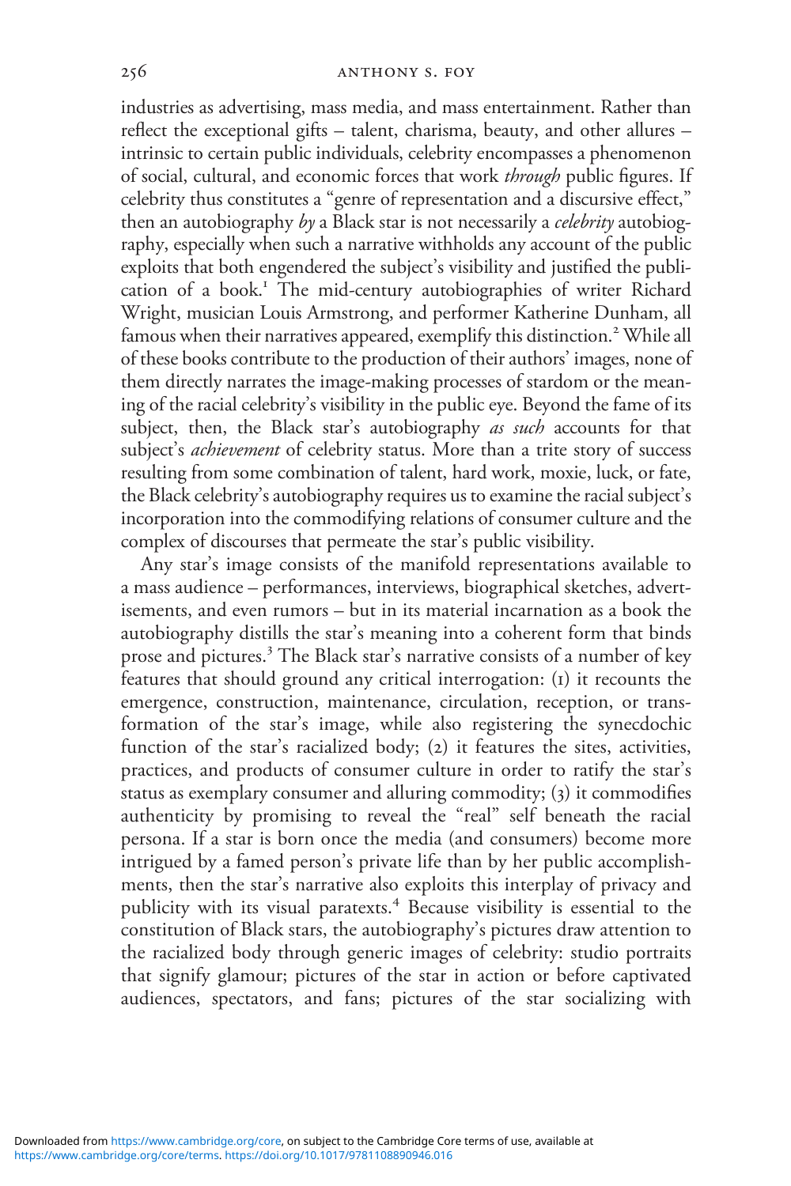industries as advertising, mass media, and mass entertainment. Rather than reflect the exceptional gifts – talent, charisma, beauty, and other allures – intrinsic to certain public individuals, celebrity encompasses a phenomenon of social, cultural, and economic forces that work *through* public figures. If celebrity thus constitutes a "genre of representation and a discursive effect," then an autobiography *by* a Black star is not necessarily a *celebrity* autobiography, especially when such a narrative withholds any account of the public exploits that both engendered the subject's visibility and justified the publication of a book.[1] The mid-century autobiographies of writer Richard Wright, musician Louis Armstrong, and performer Katherine Dunham, all famous when their narratives appeared, exemplify this distinction.[2] While all of these books contribute to the production of their authors' images, none of them directly narrates the image-making processes of stardom or the meaning of the racial celebrity's visibility in the public eye. Beyond the fame of its subject, then, the Black star's autobiography *as such* accounts for that subject's *achievement* of celebrity status. More than a trite story of success resulting from some combination of talent, hard work, moxie, luck, or fate, the Black celebrity's autobiography requires us to examine the racial subject's incorporation into the commodifying relations of consumer culture and the complex of discourses that permeate the star's public visibility.

Any star's image consists of the manifold representations available to a mass audience – performances, interviews, biographical sketches, advertisements, and even rumors – but in its material incarnation as a book the autobiography distills the star's meaning into a coherent form that binds prose and pictures.[3] The Black star's narrative consists of a number of key features that should ground any critical interrogation: (1) it recounts the emergence, construction, maintenance, circulation, reception, or transformation of the star's image, while also registering the synecdochic function of the star's racialized body; (2) it features the sites, activities, practices, and products of consumer culture in order to ratify the star's status as exemplary consumer and alluring commodity; (3) it commodifies authenticity by promising to reveal the "real" self beneath the racial persona. If a star is born once the media (and consumers) become more intrigued by a famed person's private life than by her public accomplishments, then the star's narrative also exploits this interplay of privacy and publicity with its visual paratexts.[4] Because visibility is essential to the constitution of Black stars, the autobiography's pictures draw attention to the racialized body through generic images of celebrity: studio portraits that signify glamour; pictures of the star in action or before captivated audiences, spectators, and fans; pictures of the star socializing with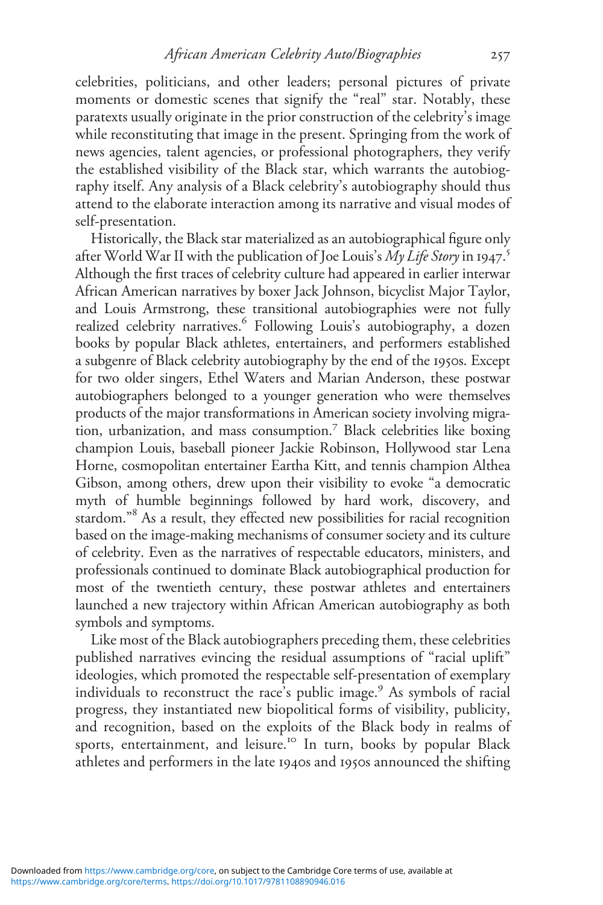celebrities, politicians, and other leaders; personal pictures of private moments or domestic scenes that signify the "real" star. Notably, these paratexts usually originate in the prior construction of the celebrity's image while reconstituting that image in the present. Springing from the work of news agencies, talent agencies, or professional photographers, they verify the established visibility of the Black star, which warrants the autobiography itself. Any analysis of a Black celebrity's autobiography should thus attend to the elaborate interaction among its narrative and visual modes of self-presentation.

Historically, the Black star materialized as an autobiographical figure only after World War II with the publication of Joe Louis's *My Life Story* in 1947.[5] Although the first traces of celebrity culture had appeared in earlier interwar African American narratives by boxer Jack Johnson, bicyclist Major Taylor, and Louis Armstrong, these transitional autobiographies were not fully realized celebrity narratives.[6] Following Louis's autobiography, a dozen books by popular Black athletes, entertainers, and performers established a subgenre of Black celebrity autobiography by the end of the 1950s. Except for two older singers, Ethel Waters and Marian Anderson, these postwar autobiographers belonged to a younger generation who were themselves products of the major transformations in American society involving migration, urbanization, and mass consumption.[7] Black celebrities like boxing champion Louis, baseball pioneer Jackie Robinson, Hollywood star Lena Horne, cosmopolitan entertainer Eartha Kitt, and tennis champion Althea Gibson, among others, drew upon their visibility to evoke "a democratic myth of humble beginnings followed by hard work, discovery, and stardom."[8] As a result, they effected new possibilities for racial recognition based on the image-making mechanisms of consumer society and its culture of celebrity. Even as the narratives of respectable educators, ministers, and professionals continued to dominate Black autobiographical production for most of the twentieth century, these postwar athletes and entertainers launched a new trajectory within African American autobiography as both symbols and symptoms.

Like most of the Black autobiographers preceding them, these celebrities published narratives evincing the residual assumptions of "racial uplift" ideologies, which promoted the respectable self-presentation of exemplary individuals to reconstruct the race's public image.[9] As symbols of racial progress, they instantiated new biopolitical forms of visibility, publicity, and recognition, based on the exploits of the Black body in realms of sports, entertainment, and leisure.[10] In turn, books by popular Black athletes and performers in the late 1940s and 1950s announced the shifting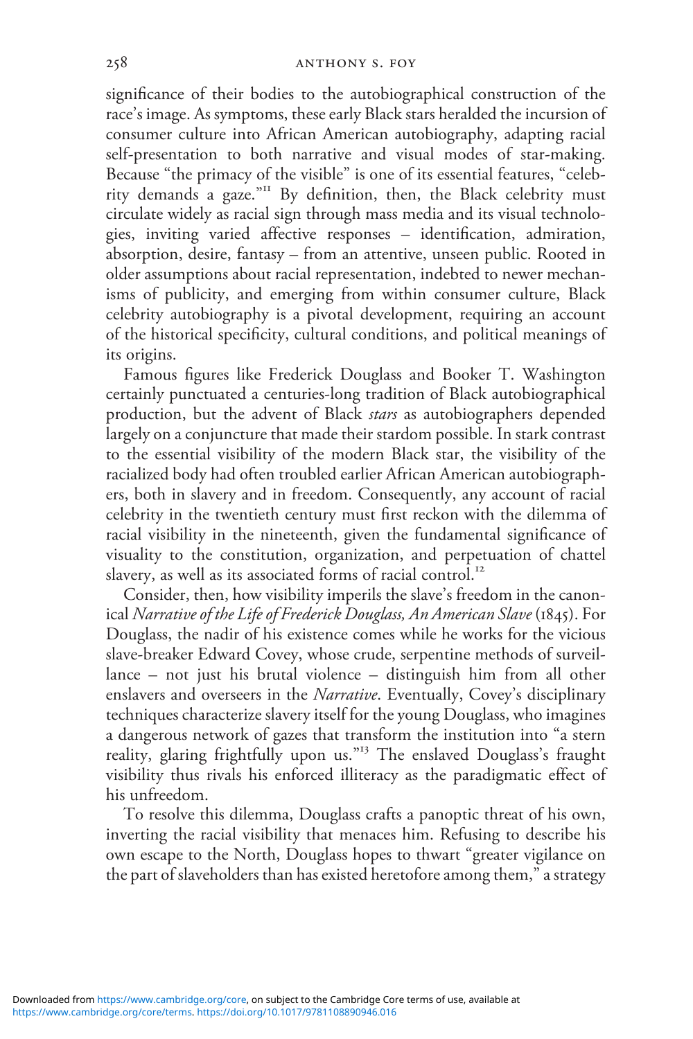significance of their bodies to the autobiographical construction of the race's image. As symptoms, these early Black stars heralded the incursion of consumer culture into African American autobiography, adapting racial self-presentation to both narrative and visual modes of star-making. Because "the primacy of the visible" is one of its essential features, "celebrity demands a gaze."[11] By definition, then, the Black celebrity must circulate widely as racial sign through mass media and its visual technologies, inviting varied affective responses – identification, admiration, absorption, desire, fantasy – from an attentive, unseen public. Rooted in older assumptions about racial representation, indebted to newer mechanisms of publicity, and emerging from within consumer culture, Black celebrity autobiography is a pivotal development, requiring an account of the historical specificity, cultural conditions, and political meanings of its origins.

Famous figures like Frederick Douglass and Booker T. Washington certainly punctuated a centuries-long tradition of Black autobiographical production, but the advent of Black *stars* as autobiographers depended largely on a conjuncture that made their stardom possible. In stark contrast to the essential visibility of the modern Black star, the visibility of the racialized body had often troubled earlier African American autobiographers, both in slavery and in freedom. Consequently, any account of racial celebrity in the twentieth century must first reckon with the dilemma of racial visibility in the nineteenth, given the fundamental significance of visuality to the constitution, organization, and perpetuation of chattel slavery, as well as its associated forms of racial control.[12]

Consider, then, how visibility imperils the slave's freedom in the canonical *Narrative of the Life of Frederick Douglass, An American Slave* (1845). For Douglass, the nadir of his existence comes while he works for the vicious slave-breaker Edward Covey, whose crude, serpentine methods of surveillance – not just his brutal violence – distinguish him from all other enslavers and overseers in the *Narrative*. Eventually, Covey's disciplinary techniques characterize slavery itself for the young Douglass, who imagines a dangerous network of gazes that transform the institution into "a stern reality, glaring frightfully upon us."[13] The enslaved Douglass's fraught visibility thus rivals his enforced illiteracy as the paradigmatic effect of his unfreedom.

To resolve this dilemma, Douglass crafts a panoptic threat of his own, inverting the racial visibility that menaces him. Refusing to describe his own escape to the North, Douglass hopes to thwart "greater vigilance on the part of slaveholders than has existed heretofore among them," a strategy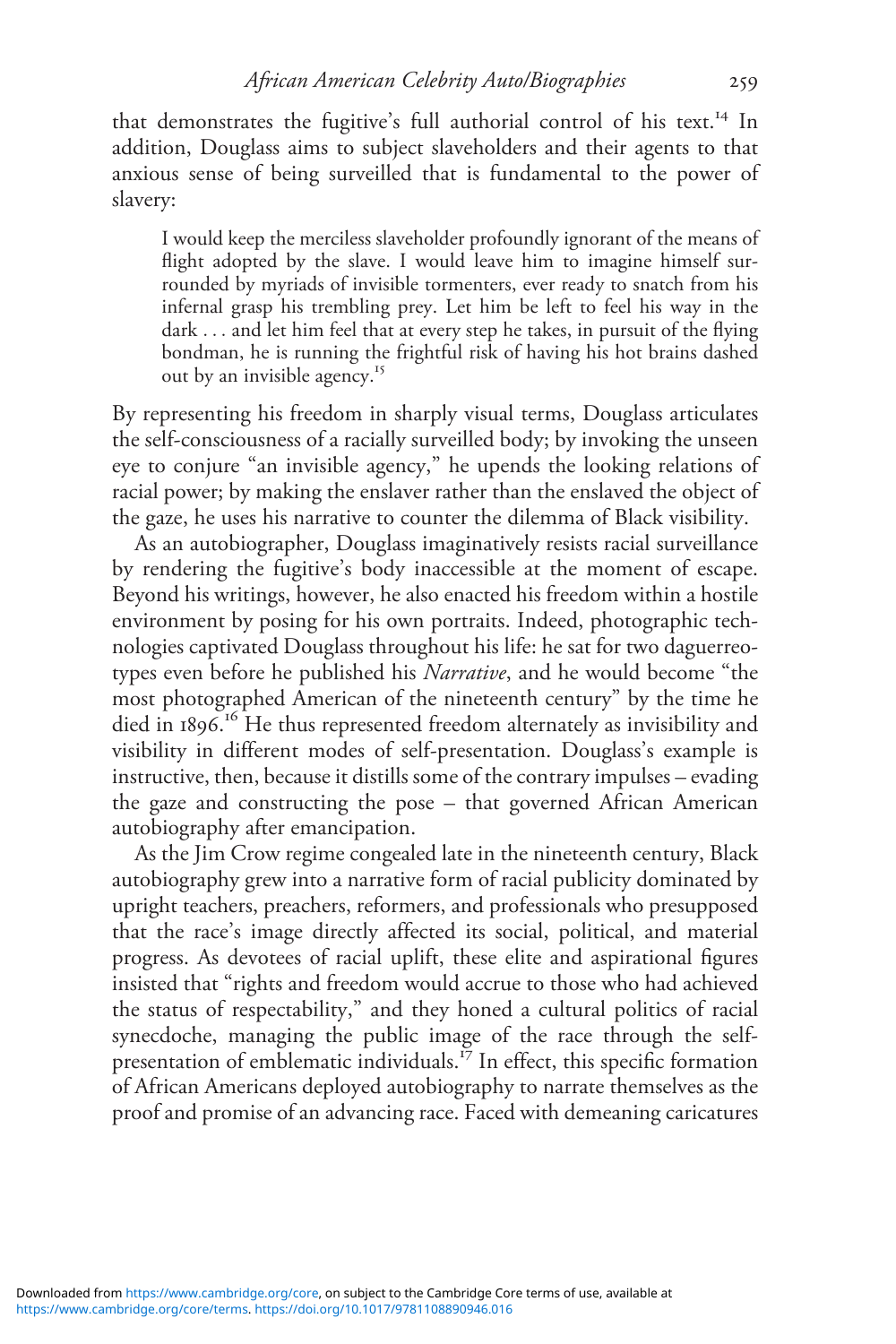that demonstrates the fugitive's full authorial control of his text.[14] In addition, Douglass aims to subject slaveholders and their agents to that anxious sense of being surveilled that is fundamental to the power of slavery:

> I would keep the merciless slaveholder profoundly ignorant of the means of flight adopted by the slave. I would leave him to imagine himself surrounded by myriads of invisible tormenters, ever ready to snatch from his infernal grasp his trembling prey. Let him be left to feel his way in the dark . . . and let him feel that at every step he takes, in pursuit of the flying bondman, he is running the frightful risk of having his hot brains dashed out by an invisible agency.[15]

By representing his freedom in sharply visual terms, Douglass articulates the self-consciousness of a racially surveilled body; by invoking the unseen eye to conjure "an invisible agency," he upends the looking relations of racial power; by making the enslaver rather than the enslaved the object of the gaze, he uses his narrative to counter the dilemma of Black visibility.

As an autobiographer, Douglass imaginatively resists racial surveillance by rendering the fugitive's body inaccessible at the moment of escape. Beyond his writings, however, he also enacted his freedom within a hostile environment by posing for his own portraits. Indeed, photographic technologies captivated Douglass throughout his life: he sat for two daguerreotypes even before he published his *Narrative*, and he would become "the most photographed American of the nineteenth century" by the time he died in 1896.[16] He thus represented freedom alternately as invisibility and visibility in different modes of self-presentation. Douglass's example is instructive, then, because it distills some of the contrary impulses – evading the gaze and constructing the pose – that governed African American autobiography after emancipation.

As the Jim Crow regime congealed late in the nineteenth century, Black autobiography grew into a narrative form of racial publicity dominated by upright teachers, preachers, reformers, and professionals who presupposed that the race's image directly affected its social, political, and material progress. As devotees of racial uplift, these elite and aspirational figures insisted that "rights and freedom would accrue to those who had achieved the status of respectability," and they honed a cultural politics of racial synecdoche, managing the public image of the race through the self-presentation of emblematic individuals.[17] In effect, this specific formation of African Americans deployed autobiography to narrate themselves as the proof and promise of an advancing race. Faced with demeaning caricatures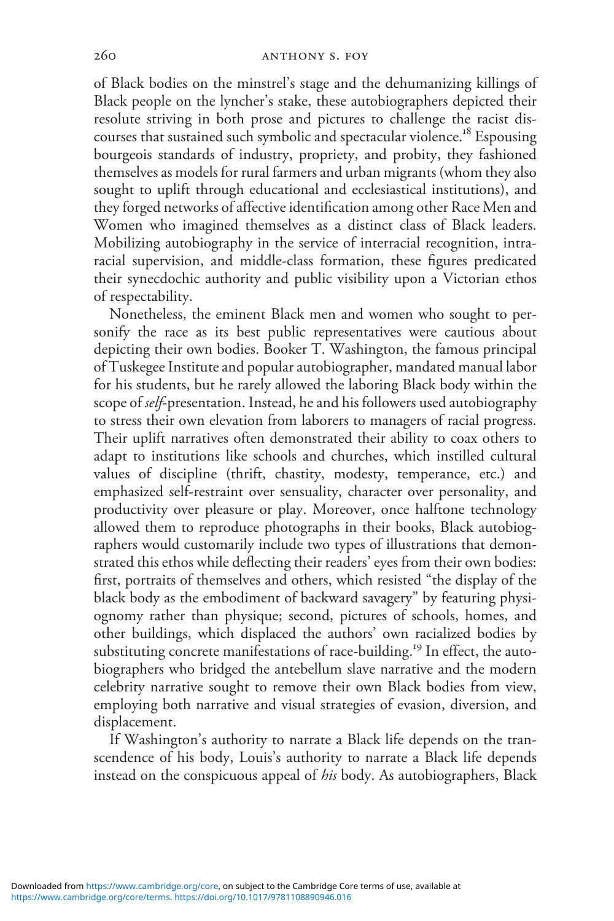of Black bodies on the minstrel's stage and the dehumanizing killings of Black people on the lyncher's stake, these autobiographers depicted their resolute striving in both prose and pictures to challenge the racist discourses that sustained such symbolic and spectacular violence.[18] Espousing bourgeois standards of industry, propriety, and probity, they fashioned themselves as models for rural farmers and urban migrants (whom they also sought to uplift through educational and ecclesiastical institutions), and they forged networks of affective identification among other Race Men and Women who imagined themselves as a distinct class of Black leaders. Mobilizing autobiography in the service of interracial recognition, intraracial supervision, and middle-class formation, these figures predicated their synecdochic authority and public visibility upon a Victorian ethos of respectability.

Nonetheless, the eminent Black men and women who sought to personify the race as its best public representatives were cautious about depicting their own bodies. Booker T. Washington, the famous principal of Tuskegee Institute and popular autobiographer, mandated manual labor for his students, but he rarely allowed the laboring Black body within the scope of *self*-presentation. Instead, he and his followers used autobiography to stress their own elevation from laborers to managers of racial progress. Their uplift narratives often demonstrated their ability to coax others to adapt to institutions like schools and churches, which instilled cultural values of discipline (thrift, chastity, modesty, temperance, etc.) and emphasized self-restraint over sensuality, character over personality, and productivity over pleasure or play. Moreover, once halftone technology allowed them to reproduce photographs in their books, Black autobiographers would customarily include two types of illustrations that demonstrated this ethos while deflecting their readers' eyes from their own bodies: first, portraits of themselves and others, which resisted "the display of the black body as the embodiment of backward savagery" by featuring physiognomy rather than physique; second, pictures of schools, homes, and other buildings, which displaced the authors' own racialized bodies by substituting concrete manifestations of race-building.[19] In effect, the autobiographers who bridged the antebellum slave narrative and the modern celebrity narrative sought to remove their own Black bodies from view, employing both narrative and visual strategies of evasion, diversion, and displacement.

If Washington's authority to narrate a Black life depends on the transcendence of his body, Louis's authority to narrate a Black life depends instead on the conspicuous appeal of *his* body. As autobiographers, Black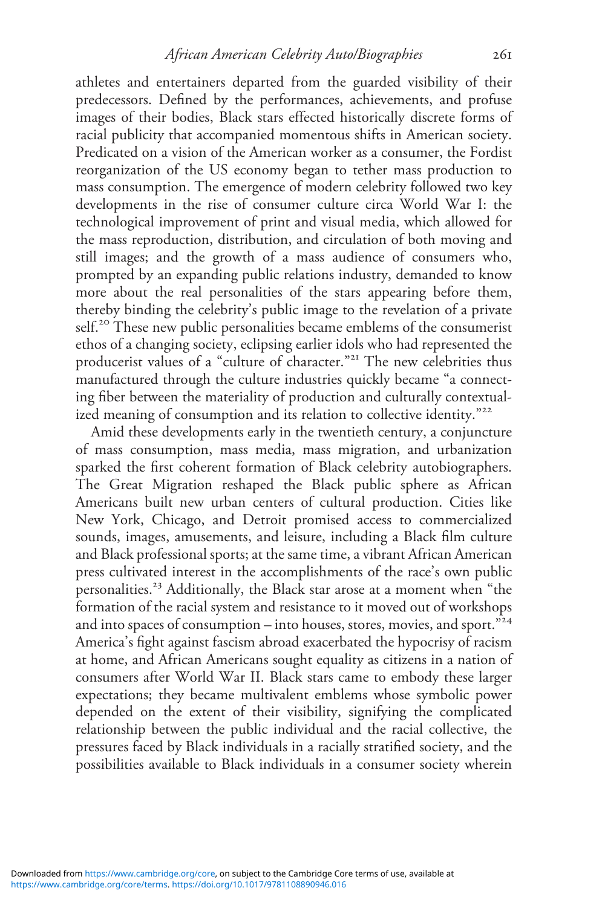athletes and entertainers departed from the guarded visibility of their predecessors. Defined by the performances, achievements, and profuse images of their bodies, Black stars effected historically discrete forms of racial publicity that accompanied momentous shifts in American society. Predicated on a vision of the American worker as a consumer, the Fordist reorganization of the US economy began to tether mass production to mass consumption. The emergence of modern celebrity followed two key developments in the rise of consumer culture circa World War I: the technological improvement of print and visual media, which allowed for the mass reproduction, distribution, and circulation of both moving and still images; and the growth of a mass audience of consumers who, prompted by an expanding public relations industry, demanded to know more about the real personalities of the stars appearing before them, thereby binding the celebrity's public image to the revelation of a private self.[20] These new public personalities became emblems of the consumerist ethos of a changing society, eclipsing earlier idols who had represented the producerist values of a "culture of character."[21] The new celebrities thus manufactured through the culture industries quickly became "a connecting fiber between the materiality of production and culturally contextualized meaning of consumption and its relation to collective identity."[22]

Amid these developments early in the twentieth century, a conjuncture of mass consumption, mass media, mass migration, and urbanization sparked the first coherent formation of Black celebrity autobiographers. The Great Migration reshaped the Black public sphere as African Americans built new urban centers of cultural production. Cities like New York, Chicago, and Detroit promised access to commercialized sounds, images, amusements, and leisure, including a Black film culture and Black professional sports; at the same time, a vibrant African American press cultivated interest in the accomplishments of the race's own public personalities.[23] Additionally, the Black star arose at a moment when "the formation of the racial system and resistance to it moved out of workshops and into spaces of consumption – into houses, stores, movies, and sport."[24] America's fight against fascism abroad exacerbated the hypocrisy of racism at home, and African Americans sought equality as citizens in a nation of consumers after World War II. Black stars came to embody these larger expectations; they became multivalent emblems whose symbolic power depended on the extent of their visibility, signifying the complicated relationship between the public individual and the racial collective, the pressures faced by Black individuals in a racially stratified society, and the possibilities available to Black individuals in a consumer society wherein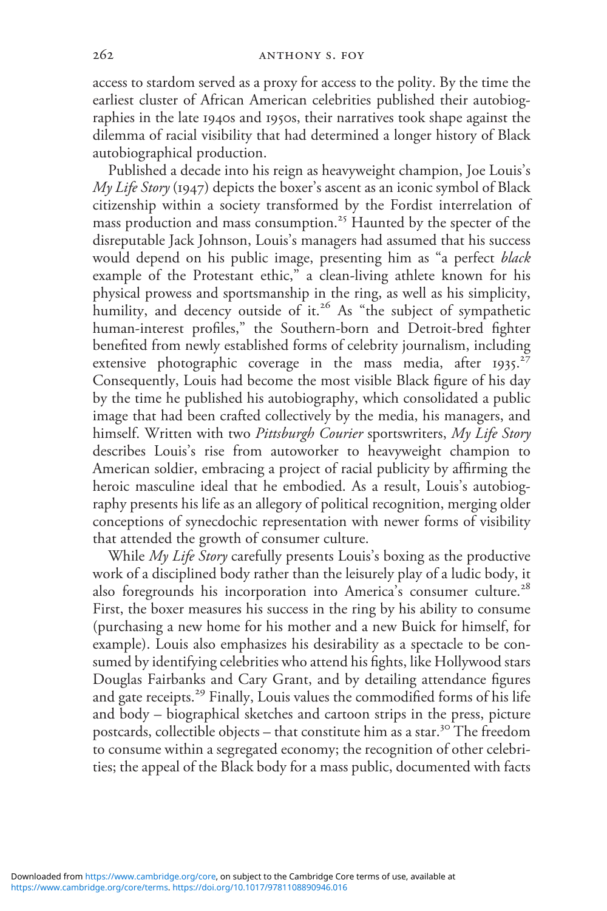access to stardom served as a proxy for access to the polity. By the time the earliest cluster of African American celebrities published their autobiographies in the late 1940s and 1950s, their narratives took shape against the dilemma of racial visibility that had determined a longer history of Black autobiographical production.

Published a decade into his reign as heavyweight champion, Joe Louis's *My Life Story* (1947) depicts the boxer's ascent as an iconic symbol of Black citizenship within a society transformed by the Fordist interrelation of mass production and mass consumption.[25] Haunted by the specter of the disreputable Jack Johnson, Louis's managers had assumed that his success would depend on his public image, presenting him as "a perfect *black* example of the Protestant ethic," a clean-living athlete known for his physical prowess and sportsmanship in the ring, as well as his simplicity, humility, and decency outside of it.[26] As "the subject of sympathetic human-interest profiles," the Southern-born and Detroit-bred fighter benefited from newly established forms of celebrity journalism, including extensive photographic coverage in the mass media, after 1935.[27] Consequently, Louis had become the most visible Black figure of his day by the time he published his autobiography, which consolidated a public image that had been crafted collectively by the media, his managers, and himself. Written with two *Pittsburgh Courier* sportswriters, *My Life Story* describes Louis's rise from autoworker to heavyweight champion to American soldier, embracing a project of racial publicity by affirming the heroic masculine ideal that he embodied. As a result, Louis's autobiography presents his life as an allegory of political recognition, merging older conceptions of synecdochic representation with newer forms of visibility that attended the growth of consumer culture.

While *My Life Story* carefully presents Louis's boxing as the productive work of a disciplined body rather than the leisurely play of a ludic body, it also foregrounds his incorporation into America's consumer culture.[28] First, the boxer measures his success in the ring by his ability to consume (purchasing a new home for his mother and a new Buick for himself, for example). Louis also emphasizes his desirability as a spectacle to be consumed by identifying celebrities who attend his fights, like Hollywood stars Douglas Fairbanks and Cary Grant, and by detailing attendance figures and gate receipts.[29] Finally, Louis values the commodified forms of his life and body – biographical sketches and cartoon strips in the press, picture postcards, collectible objects – that constitute him as a star.[30] The freedom to consume within a segregated economy; the recognition of other celebrities; the appeal of the Black body for a mass public, documented with facts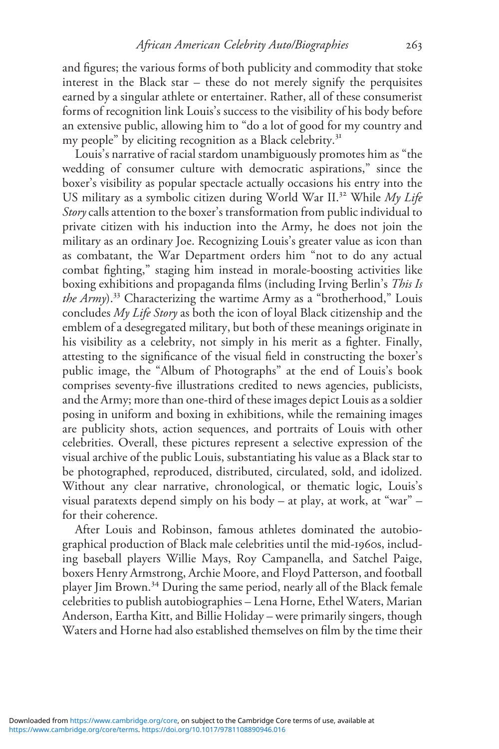and figures; the various forms of both publicity and commodity that stoke interest in the Black star – these do not merely signify the perquisites earned by a singular athlete or entertainer. Rather, all of these consumerist forms of recognition link Louis's success to the visibility of his body before an extensive public, allowing him to "do a lot of good for my country and my people" by eliciting recognition as a Black celebrity.[31]

Louis's narrative of racial stardom unambiguously promotes him as "the wedding of consumer culture with democratic aspirations," since the boxer's visibility as popular spectacle actually occasions his entry into the US military as a symbolic citizen during World War II.[32] While *My Life Story* calls attention to the boxer's transformation from public individual to private citizen with his induction into the Army, he does not join the military as an ordinary Joe. Recognizing Louis's greater value as icon than as combatant, the War Department orders him "not to do any actual combat fighting," staging him instead in morale-boosting activities like boxing exhibitions and propaganda films (including Irving Berlin's *This Is the Army*).[33] Characterizing the wartime Army as a "brotherhood," Louis concludes *My Life Story* as both the icon of loyal Black citizenship and the emblem of a desegregated military, but both of these meanings originate in his visibility as a celebrity, not simply in his merit as a fighter. Finally, attesting to the significance of the visual field in constructing the boxer's public image, the "Album of Photographs" at the end of Louis's book comprises seventy-five illustrations credited to news agencies, publicists, and the Army; more than one-third of these images depict Louis as a soldier posing in uniform and boxing in exhibitions, while the remaining images are publicity shots, action sequences, and portraits of Louis with other celebrities. Overall, these pictures represent a selective expression of the visual archive of the public Louis, substantiating his value as a Black star to be photographed, reproduced, distributed, circulated, sold, and idolized. Without any clear narrative, chronological, or thematic logic, Louis's visual paratexts depend simply on his body – at play, at work, at "war" – for their coherence.

After Louis and Robinson, famous athletes dominated the autobiographical production of Black male celebrities until the mid-1960s, including baseball players Willie Mays, Roy Campanella, and Satchel Paige, boxers Henry Armstrong, Archie Moore, and Floyd Patterson, and football player Jim Brown.[34] During the same period, nearly all of the Black female celebrities to publish autobiographies – Lena Horne, Ethel Waters, Marian Anderson, Eartha Kitt, and Billie Holiday – were primarily singers, though Waters and Horne had also established themselves on film by the time their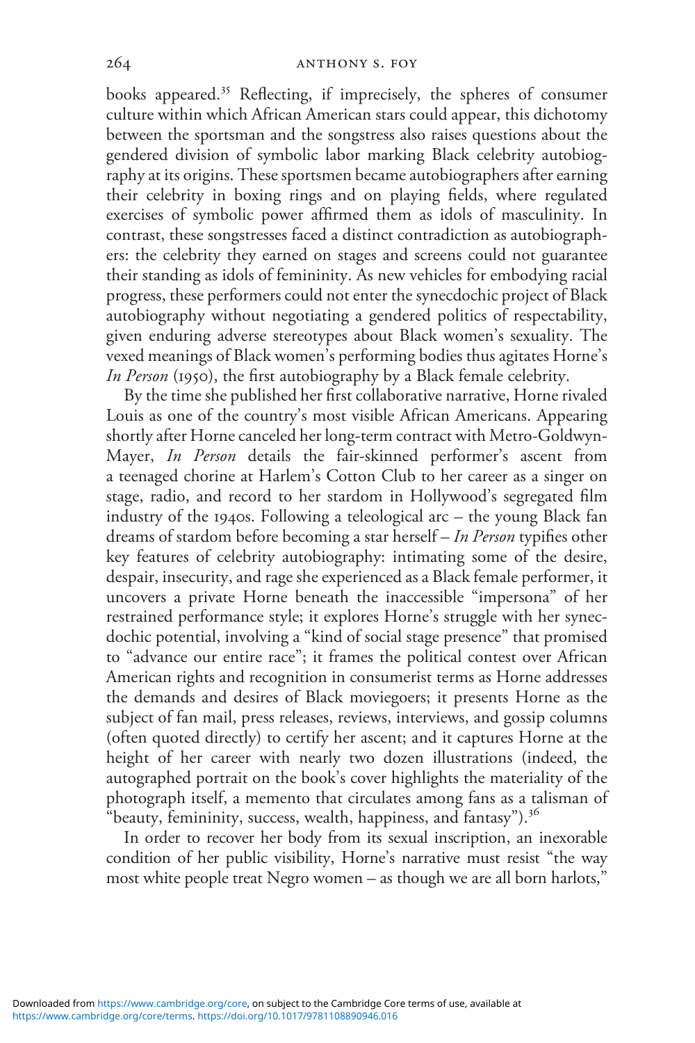books appeared.[35] Reflecting, if imprecisely, the spheres of consumer culture within which African American stars could appear, this dichotomy between the sportsman and the songstress also raises questions about the gendered division of symbolic labor marking Black celebrity autobiography at its origins. These sportsmen became autobiographers after earning their celebrity in boxing rings and on playing fields, where regulated exercises of symbolic power affirmed them as idols of masculinity. In contrast, these songstresses faced a distinct contradiction as autobiographers: the celebrity they earned on stages and screens could not guarantee their standing as idols of femininity. As new vehicles for embodying racial progress, these performers could not enter the synecdochic project of Black autobiography without negotiating a gendered politics of respectability, given enduring adverse stereotypes about Black women's sexuality. The vexed meanings of Black women's performing bodies thus agitates Horne's *In Person* (1950), the first autobiography by a Black female celebrity.

By the time she published her first collaborative narrative, Horne rivaled Louis as one of the country's most visible African Americans. Appearing shortly after Horne canceled her long-term contract with Metro-Goldwyn-Mayer, *In Person* details the fair-skinned performer's ascent from a teenaged chorine at Harlem's Cotton Club to her career as a singer on stage, radio, and record to her stardom in Hollywood's segregated film industry of the 1940s. Following a teleological arc – the young Black fan dreams of stardom before becoming a star herself – *In Person* typifies other key features of celebrity autobiography: intimating some of the desire, despair, insecurity, and rage she experienced as a Black female performer, it uncovers a private Horne beneath the inaccessible "impersona" of her restrained performance style; it explores Horne's struggle with her synecdochic potential, involving a "kind of social stage presence" that promised to "advance our entire race"; it frames the political contest over African American rights and recognition in consumerist terms as Horne addresses the demands and desires of Black moviegoers; it presents Horne as the subject of fan mail, press releases, reviews, interviews, and gossip columns (often quoted directly) to certify her ascent; and it captures Horne at the height of her career with nearly two dozen illustrations (indeed, the autographed portrait on the book's cover highlights the materiality of the photograph itself, a memento that circulates among fans as a talisman of "beauty, femininity, success, wealth, happiness, and fantasy").[36]

In order to recover her body from its sexual inscription, an inexorable condition of her public visibility, Horne's narrative must resist "the way most white people treat Negro women – as though we are all born harlots,"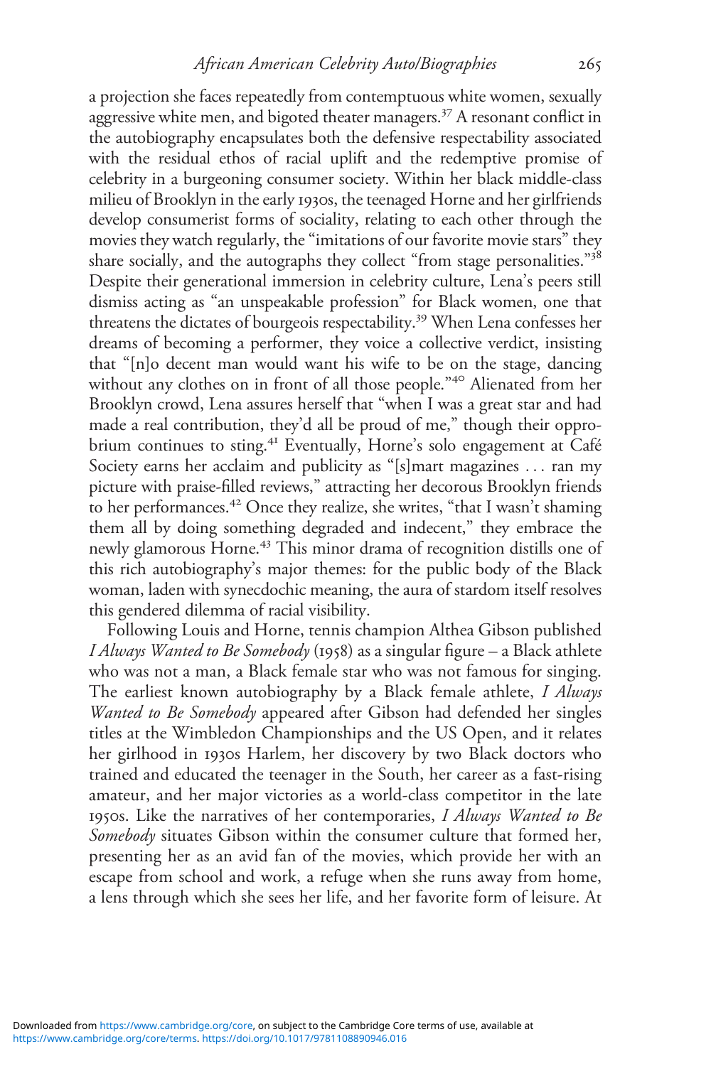a projection she faces repeatedly from contemptuous white women, sexually aggressive white men, and bigoted theater managers.[37] A resonant conflict in the autobiography encapsulates both the defensive respectability associated with the residual ethos of racial uplift and the redemptive promise of celebrity in a burgeoning consumer society. Within her black middle-class milieu of Brooklyn in the early 1930s, the teenaged Horne and her girlfriends develop consumerist forms of sociality, relating to each other through the movies they watch regularly, the "imitations of our favorite movie stars" they share socially, and the autographs they collect "from stage personalities."[38] Despite their generational immersion in celebrity culture, Lena's peers still dismiss acting as "an unspeakable profession" for Black women, one that threatens the dictates of bourgeois respectability.[39] When Lena confesses her dreams of becoming a performer, they voice a collective verdict, insisting that "[n]o decent man would want his wife to be on the stage, dancing without any clothes on in front of all those people."[40] Alienated from her Brooklyn crowd, Lena assures herself that "when I was a great star and had made a real contribution, they'd all be proud of me," though their opprobrium continues to sting.[41] Eventually, Horne's solo engagement at Café Society earns her acclaim and publicity as "[s]mart magazines . . . ran my picture with praise-filled reviews," attracting her decorous Brooklyn friends to her performances.[42] Once they realize, she writes, "that I wasn't shaming them all by doing something degraded and indecent," they embrace the newly glamorous Horne.[43] This minor drama of recognition distills one of this rich autobiography's major themes: for the public body of the Black woman, laden with synecdochic meaning, the aura of stardom itself resolves this gendered dilemma of racial visibility.

Following Louis and Horne, tennis champion Althea Gibson published *I Always Wanted to Be Somebody* (1958) as a singular figure – a Black athlete who was not a man, a Black female star who was not famous for singing. The earliest known autobiography by a Black female athlete, *I Always Wanted to Be Somebody* appeared after Gibson had defended her singles titles at the Wimbledon Championships and the US Open, and it relates her girlhood in 1930s Harlem, her discovery by two Black doctors who trained and educated the teenager in the South, her career as a fast-rising amateur, and her major victories as a world-class competitor in the late 1950s. Like the narratives of her contemporaries, *I Always Wanted to Be Somebody* situates Gibson within the consumer culture that formed her, presenting her as an avid fan of the movies, which provide her with an escape from school and work, a refuge when she runs away from home, a lens through which she sees her life, and her favorite form of leisure. At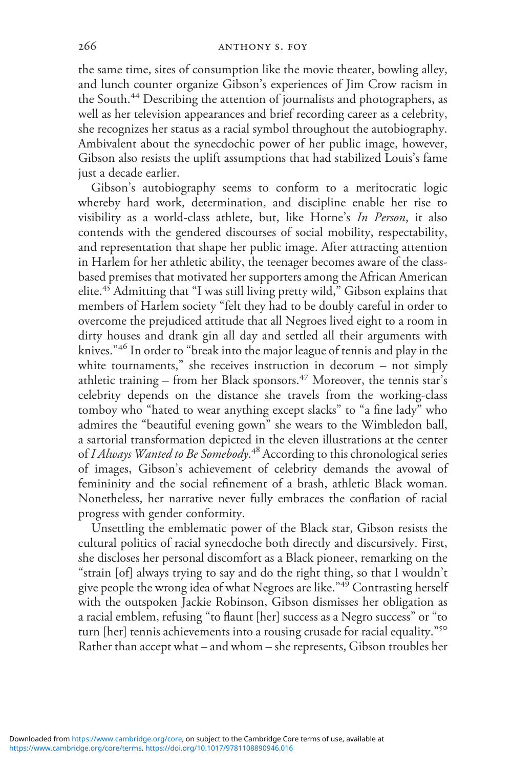the same time, sites of consumption like the movie theater, bowling alley, and lunch counter organize Gibson's experiences of Jim Crow racism in the South.[44] Describing the attention of journalists and photographers, as well as her television appearances and brief recording career as a celebrity, she recognizes her status as a racial symbol throughout the autobiography. Ambivalent about the synecdochic power of her public image, however, Gibson also resists the uplift assumptions that had stabilized Louis's fame just a decade earlier.

Gibson's autobiography seems to conform to a meritocratic logic whereby hard work, determination, and discipline enable her rise to visibility as a world-class athlete, but, like Horne's *In Person*, it also contends with the gendered discourses of social mobility, respectability, and representation that shape her public image. After attracting attention in Harlem for her athletic ability, the teenager becomes aware of the class-based premises that motivated her supporters among the African American elite.[45] Admitting that "I was still living pretty wild," Gibson explains that members of Harlem society "felt they had to be doubly careful in order to overcome the prejudiced attitude that all Negroes lived eight to a room in dirty houses and drank gin all day and settled all their arguments with knives."[46] In order to "break into the major league of tennis and play in the white tournaments," she receives instruction in decorum – not simply athletic training – from her Black sponsors.[47] Moreover, the tennis star's celebrity depends on the distance she travels from the working-class tomboy who "hated to wear anything except slacks" to "a fine lady" who admires the "beautiful evening gown" she wears to the Wimbledon ball, a sartorial transformation depicted in the eleven illustrations at the center of *I Always Wanted to Be Somebody*.[48] According to this chronological series of images, Gibson's achievement of celebrity demands the avowal of femininity and the social refinement of a brash, athletic Black woman. Nonetheless, her narrative never fully embraces the conflation of racial progress with gender conformity.

Unsettling the emblematic power of the Black star, Gibson resists the cultural politics of racial synecdoche both directly and discursively. First, she discloses her personal discomfort as a Black pioneer, remarking on the "strain [of] always trying to say and do the right thing, so that I wouldn't give people the wrong idea of what Negroes are like."[49] Contrasting herself with the outspoken Jackie Robinson, Gibson dismisses her obligation as a racial emblem, refusing "to flaunt [her] success as a Negro success" or "to turn [her] tennis achievements into a rousing crusade for racial equality."[50] Rather than accept what – and whom – she represents, Gibson troubles her

Downloaded from https://www.cambridge.org/core, on subject to the Cambridge Core terms of use, available at https://www.cambridge.org/core/terms. https://doi.org/10.1017/9781108890946.016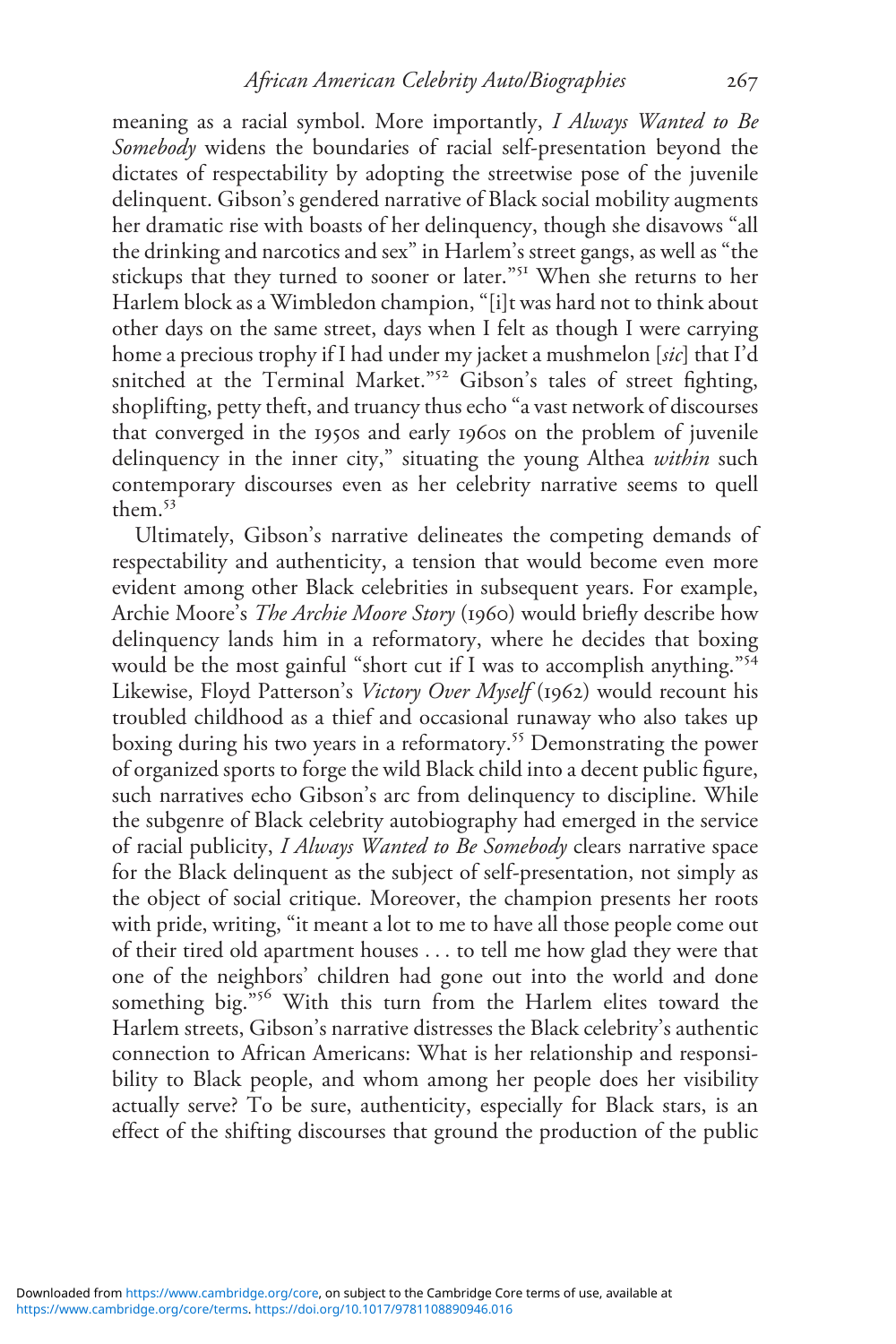meaning as a racial symbol. More importantly, *I Always Wanted to Be Somebody* widens the boundaries of racial self-presentation beyond the dictates of respectability by adopting the streetwise pose of the juvenile delinquent. Gibson's gendered narrative of Black social mobility augments her dramatic rise with boasts of her delinquency, though she disavows "all the drinking and narcotics and sex" in Harlem's street gangs, as well as "the stickups that they turned to sooner or later."[51] When she returns to her Harlem block as a Wimbledon champion, "[i]t was hard not to think about other days on the same street, days when I felt as though I were carrying home a precious trophy if I had under my jacket a mushmelon [*sic*] that I'd snitched at the Terminal Market."[52] Gibson's tales of street fighting, shoplifting, petty theft, and truancy thus echo "a vast network of discourses that converged in the 1950s and early 1960s on the problem of juvenile delinquency in the inner city," situating the young Althea *within* such contemporary discourses even as her celebrity narrative seems to quell them.[53]

Ultimately, Gibson's narrative delineates the competing demands of respectability and authenticity, a tension that would become even more evident among other Black celebrities in subsequent years. For example, Archie Moore's *The Archie Moore Story* (1960) would briefly describe how delinquency lands him in a reformatory, where he decides that boxing would be the most gainful "short cut if I was to accomplish anything."[54] Likewise, Floyd Patterson's *Victory Over Myself* (1962) would recount his troubled childhood as a thief and occasional runaway who also takes up boxing during his two years in a reformatory.[55] Demonstrating the power of organized sports to forge the wild Black child into a decent public figure, such narratives echo Gibson's arc from delinquency to discipline. While the subgenre of Black celebrity autobiography had emerged in the service of racial publicity, *I Always Wanted to Be Somebody* clears narrative space for the Black delinquent as the subject of self-presentation, not simply as the object of social critique. Moreover, the champion presents her roots with pride, writing, "it meant a lot to me to have all those people come out of their tired old apartment houses . . . to tell me how glad they were that one of the neighbors' children had gone out into the world and done something big."[56] With this turn from the Harlem elites toward the Harlem streets, Gibson's narrative distresses the Black celebrity's authentic connection to African Americans: What is her relationship and responsibility to Black people, and whom among her people does her visibility actually serve? To be sure, authenticity, especially for Black stars, is an effect of the shifting discourses that ground the production of the public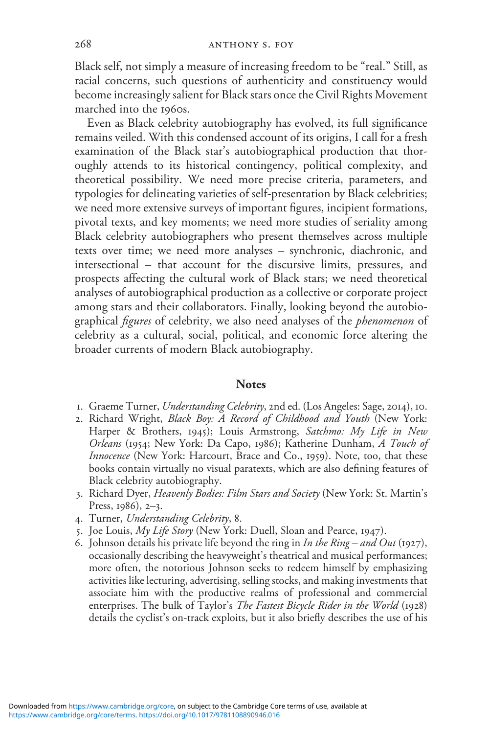Black self, not simply a measure of increasing freedom to be "real." Still, as racial concerns, such questions of authenticity and constituency would become increasingly salient for Black stars once the Civil Rights Movement marched into the 1960s.

Even as Black celebrity autobiography has evolved, its full significance remains veiled. With this condensed account of its origins, I call for a fresh examination of the Black star's autobiographical production that thoroughly attends to its historical contingency, political complexity, and theoretical possibility. We need more precise criteria, parameters, and typologies for delineating varieties of self-presentation by Black celebrities; we need more extensive surveys of important figures, incipient formations, pivotal texts, and key moments; we need more studies of seriality among Black celebrity autobiographers who present themselves across multiple texts over time; we need more analyses – synchronic, diachronic, and intersectional – that account for the discursive limits, pressures, and prospects affecting the cultural work of Black stars; we need theoretical analyses of autobiographical production as a collective or corporate project among stars and their collaborators. Finally, looking beyond the autobiographical *figures* of celebrity, we also need analyses of the *phenomenon* of celebrity as a cultural, social, political, and economic force altering the broader currents of modern Black autobiography.

## Notes

1. Graeme Turner, *Understanding Celebrity*, 2nd ed. (Los Angeles: Sage, 2014), 10.
2. Richard Wright, *Black Boy: A Record of Childhood and Youth* (New York: Harper & Brothers, 1945); Louis Armstrong, *Satchmo: My Life in New Orleans* (1954; New York: Da Capo, 1986); Katherine Dunham, *A Touch of Innocence* (New York: Harcourt, Brace and Co., 1959). Note, too, that these books contain virtually no visual paratexts, which are also defining features of Black celebrity autobiography.
3. Richard Dyer, *Heavenly Bodies: Film Stars and Society* (New York: St. Martin's Press, 1986), 2–3.
4. Turner, *Understanding Celebrity*, 8.
5. Joe Louis, *My Life Story* (New York: Duell, Sloan and Pearce, 1947).
6. Johnson details his private life beyond the ring in *In the Ring – and Out* (1927), occasionally describing the heavyweight's theatrical and musical performances; more often, the notorious Johnson seeks to redeem himself by emphasizing activities like lecturing, advertising, selling stocks, and making investments that associate him with the productive realms of professional and commercial enterprises. The bulk of Taylor's *The Fastest Bicycle Rider in the World* (1928) details the cyclist's on-track exploits, but it also briefly describes the use of his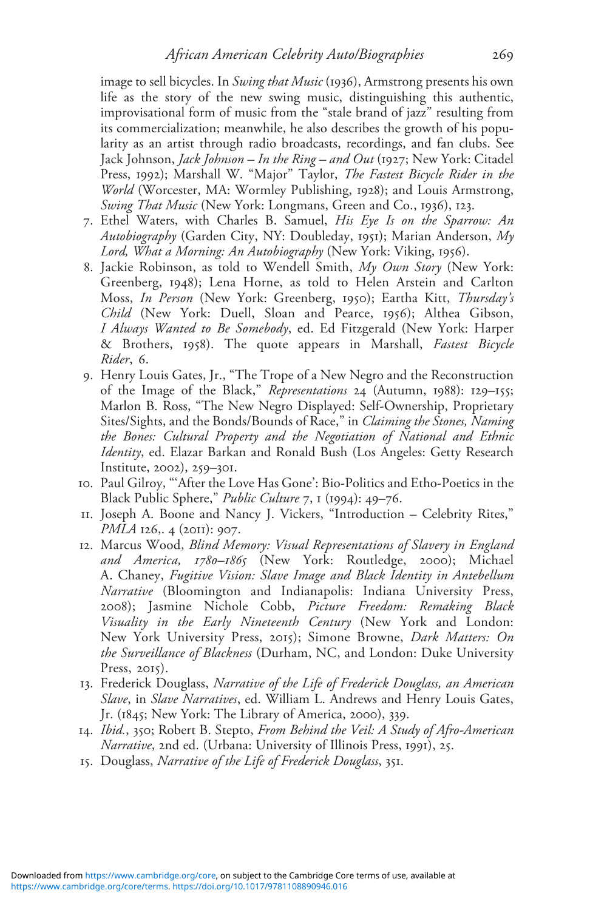image to sell bicycles. In *Swing that Music* (1936), Armstrong presents his own life as the story of the new swing music, distinguishing this authentic, improvisational form of music from the "stale brand of jazz" resulting from its commercialization; meanwhile, he also describes the growth of his popularity as an artist through radio broadcasts, recordings, and fan clubs. See Jack Johnson, *Jack Johnson – In the Ring – and Out* (1927; New York: Citadel Press, 1992); Marshall W. "Major" Taylor, *The Fastest Bicycle Rider in the World* (Worcester, MA: Wormley Publishing, 1928); and Louis Armstrong, *Swing That Music* (New York: Longmans, Green and Co., 1936), 123.

7. Ethel Waters, with Charles B. Samuel, *His Eye Is on the Sparrow: An Autobiography* (Garden City, NY: Doubleday, 1951); Marian Anderson, *My Lord, What a Morning: An Autobiography* (New York: Viking, 1956).
8. Jackie Robinson, as told to Wendell Smith, *My Own Story* (New York: Greenberg, 1948); Lena Horne, as told to Helen Arstein and Carlton Moss, *In Person* (New York: Greenberg, 1950); Eartha Kitt, *Thursday's Child* (New York: Duell, Sloan and Pearce, 1956); Althea Gibson, *I Always Wanted to Be Somebody*, ed. Ed Fitzgerald (New York: Harper & Brothers, 1958). The quote appears in Marshall, *Fastest Bicycle Rider*, 6.
9. Henry Louis Gates, Jr., "The Trope of a New Negro and the Reconstruction of the Image of the Black," *Representations* 24 (Autumn, 1988): 129–155; Marlon B. Ross, "The New Negro Displayed: Self-Ownership, Proprietary Sites/Sights, and the Bonds/Bounds of Race," in *Claiming the Stones, Naming the Bones: Cultural Property and the Negotiation of National and Ethnic Identity*, ed. Elazar Barkan and Ronald Bush (Los Angeles: Getty Research Institute, 2002), 259–301.
10. Paul Gilroy, "'After the Love Has Gone': Bio-Politics and Etho-Poetics in the Black Public Sphere," *Public Culture* 7, 1 (1994): 49–76.
11. Joseph A. Boone and Nancy J. Vickers, "Introduction – Celebrity Rites," *PMLA* 126,. 4 (2011): 907.
12. Marcus Wood, *Blind Memory: Visual Representations of Slavery in England and America, 1780–1865* (New York: Routledge, 2000); Michael A. Chaney, *Fugitive Vision: Slave Image and Black Identity in Antebellum Narrative* (Bloomington and Indianapolis: Indiana University Press, 2008); Jasmine Nichole Cobb, *Picture Freedom: Remaking Black Visuality in the Early Nineteenth Century* (New York and London: New York University Press, 2015); Simone Browne, *Dark Matters: On the Surveillance of Blackness* (Durham, NC, and London: Duke University Press, 2015).
13. Frederick Douglass, *Narrative of the Life of Frederick Douglass, an American Slave*, in *Slave Narratives*, ed. William L. Andrews and Henry Louis Gates, Jr. (1845; New York: The Library of America, 2000), 339.
14. *Ibid.*, 350; Robert B. Stepto, *From Behind the Veil: A Study of Afro-American Narrative*, 2nd ed. (Urbana: University of Illinois Press, 1991), 25.
15. Douglass, *Narrative of the Life of Frederick Douglass*, 351.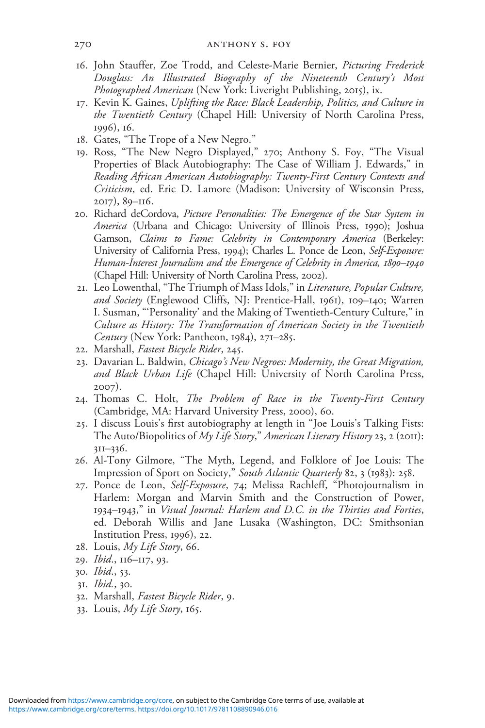16. John Stauffer, Zoe Trodd, and Celeste-Marie Bernier, *Picturing Frederick Douglass: An Illustrated Biography of the Nineteenth Century's Most Photographed American* (New York: Liveright Publishing, 2015), ix.
17. Kevin K. Gaines, *Uplifting the Race: Black Leadership, Politics, and Culture in the Twentieth Century* (Chapel Hill: University of North Carolina Press, 1996), 16.
18. Gates, "The Trope of a New Negro."
19. Ross, "The New Negro Displayed," 270; Anthony S. Foy, "The Visual Properties of Black Autobiography: The Case of William J. Edwards," in *Reading African American Autobiography: Twenty-First Century Contexts and Criticism*, ed. Eric D. Lamore (Madison: University of Wisconsin Press, 2017), 89–116.
20. Richard deCordova, *Picture Personalities: The Emergence of the Star System in America* (Urbana and Chicago: University of Illinois Press, 1990); Joshua Gamson, *Claims to Fame: Celebrity in Contemporary America* (Berkeley: University of California Press, 1994); Charles L. Ponce de Leon, *Self-Exposure: Human-Interest Journalism and the Emergence of Celebrity in America, 1890–1940* (Chapel Hill: University of North Carolina Press, 2002).
21. Leo Lowenthal, "The Triumph of Mass Idols," in *Literature, Popular Culture, and Society* (Englewood Cliffs, NJ: Prentice-Hall, 1961), 109–140; Warren I. Susman, "'Personality' and the Making of Twentieth-Century Culture," in *Culture as History: The Transformation of American Society in the Twentieth Century* (New York: Pantheon, 1984), 271–285.
22. Marshall, *Fastest Bicycle Rider*, 245.
23. Davarian L. Baldwin, *Chicago's New Negroes: Modernity, the Great Migration, and Black Urban Life* (Chapel Hill: University of North Carolina Press, 2007).
24. Thomas C. Holt, *The Problem of Race in the Twenty-First Century* (Cambridge, MA: Harvard University Press, 2000), 60.
25. I discuss Louis's first autobiography at length in "Joe Louis's Talking Fists: The Auto/Biopolitics of *My Life Story*," *American Literary History* 23, 2 (2011): 311–336.
26. Al-Tony Gilmore, "The Myth, Legend, and Folklore of Joe Louis: The Impression of Sport on Society," *South Atlantic Quarterly* 82, 3 (1983): 258.
27. Ponce de Leon, *Self-Exposure*, 74; Melissa Rachleff, "Photojournalism in Harlem: Morgan and Marvin Smith and the Construction of Power, 1934–1943," in *Visual Journal: Harlem and D.C. in the Thirties and Forties*, ed. Deborah Willis and Jane Lusaka (Washington, DC: Smithsonian Institution Press, 1996), 22.
28. Louis, *My Life Story*, 66.
29. *Ibid.*, 116–117, 93.
30. *Ibid.*, 53.
31. *Ibid.*, 30.
32. Marshall, *Fastest Bicycle Rider*, 9.
33. Louis, *My Life Story*, 165.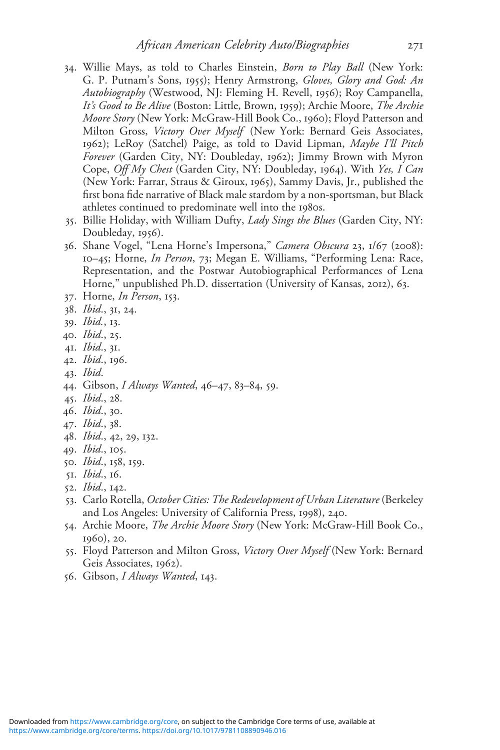34. Willie Mays, as told to Charles Einstein, *Born to Play Ball* (New York: G. P. Putnam's Sons, 1955); Henry Armstrong, *Gloves, Glory and God: An Autobiography* (Westwood, NJ: Fleming H. Revell, 1956); Roy Campanella, *It's Good to Be Alive* (Boston: Little, Brown, 1959); Archie Moore, *The Archie Moore Story* (New York: McGraw-Hill Book Co., 1960); Floyd Patterson and Milton Gross, *Victory Over Myself* (New York: Bernard Geis Associates, 1962); LeRoy (Satchel) Paige, as told to David Lipman, *Maybe I'll Pitch Forever* (Garden City, NY: Doubleday, 1962); Jimmy Brown with Myron Cope, *Off My Chest* (Garden City, NY: Doubleday, 1964). With *Yes, I Can* (New York: Farrar, Straus & Giroux, 1965), Sammy Davis, Jr., published the first bona fide narrative of Black male stardom by a non-sportsman, but Black athletes continued to predominate well into the 1980s.
35. Billie Holiday, with William Dufty, *Lady Sings the Blues* (Garden City, NY: Doubleday, 1956).
36. Shane Vogel, "Lena Horne's Impersona," *Camera Obscura* 23, 1/67 (2008): 10–45; Horne, *In Person*, 73; Megan E. Williams, "Performing Lena: Race, Representation, and the Postwar Autobiographical Performances of Lena Horne," unpublished Ph.D. dissertation (University of Kansas, 2012), 63.
37. Horne, *In Person*, 153.
38. *Ibid.*, 31, 24.
39. *Ibid.*, 13.
40. *Ibid.*, 25.
41. *Ibid.*, 31.
42. *Ibid.*, 196.
43. *Ibid.*
44. Gibson, *I Always Wanted*, 46–47, 83–84, 59.
45. *Ibid.*, 28.
46. *Ibid.*, 30.
47. *Ibid.*, 38.
48. *Ibid.*, 42, 29, 132.
49. *Ibid.*, 105.
50. *Ibid.*, 158, 159.
51. *Ibid.*, 16.
52. *Ibid.*, 142.
53. Carlo Rotella, *October Cities: The Redevelopment of Urban Literature* (Berkeley and Los Angeles: University of California Press, 1998), 240.
54. Archie Moore, *The Archie Moore Story* (New York: McGraw-Hill Book Co., 1960), 20.
55. Floyd Patterson and Milton Gross, *Victory Over Myself* (New York: Bernard Geis Associates, 1962).
56. Gibson, *I Always Wanted*, 143.